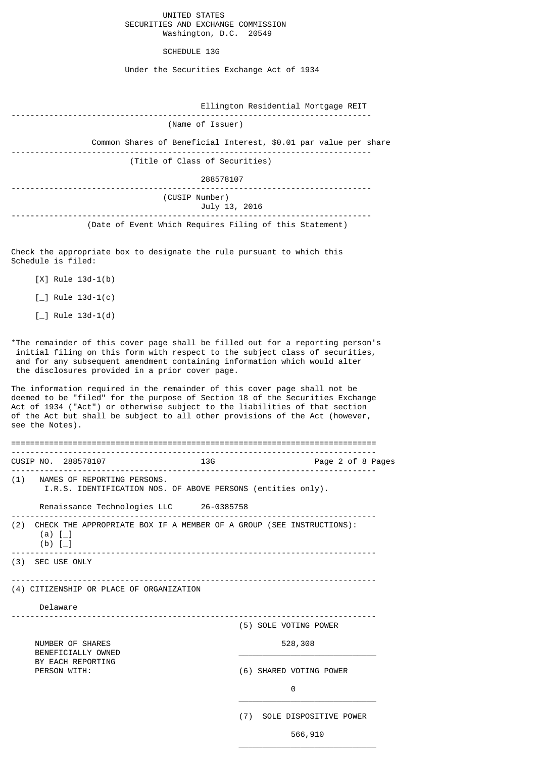UNITED STATES
SECURITIES AND EXCHANGE COMMISSION
Washington, D.C. 20549

# SCHEDULE 13G

Under the Securities Exchange Act of 1934

Ellington Residential Mortgage REIT

(Name of Issuer)

Common Shares of Beneficial Interest, $0.01 par value per share

(Title of Class of Securities)

288578107

(CUSIP Number)

July 13, 2016

(Date of Event Which Requires Filing of this Statement)

Check the appropriate box to designate the rule pursuant to which this Schedule is filed:

[X] Rule 13d-1(b)

[_] Rule 13d-1(c)

[_] Rule 13d-1(d)

*The remainder of this cover page shall be filled out for a reporting person's initial filing on this form with respect to the subject class of securities, and for any subsequent amendment containing information which would alter the disclosures provided in a prior cover page.

The information required in the remainder of this cover page shall not be deemed to be "filed" for the purpose of Section 18 of the Securities Exchange Act of 1934 ("Act") or otherwise subject to the liabilities of that section of the Act but shall be subject to all other provisions of the Act (however, see the Notes).

---

CUSIP NO. 288578107 13G

(1) NAMES OF REPORTING PERSONS.
I.R.S. IDENTIFICATION NOS. OF ABOVE PERSONS (entities only).

Renaissance Technologies LLC 26-0385758

(2) CHECK THE APPROPRIATE BOX IF A MEMBER OF A GROUP (SEE INSTRUCTIONS):
(a) [_]
(b) [_]

(3) SEC USE ONLY

(4) CITIZENSHIP OR PLACE OF ORGANIZATION

Delaware

| NUMBER OF SHARES BENEFICIALLY OWNED BY EACH REPORTING PERSON WITH: | |
|---|---|
| (5) SOLE VOTING POWER | 528,308 |
| (6) SHARED VOTING POWER | 0 |
| (7) SOLE DISPOSITIVE POWER | 566,910 |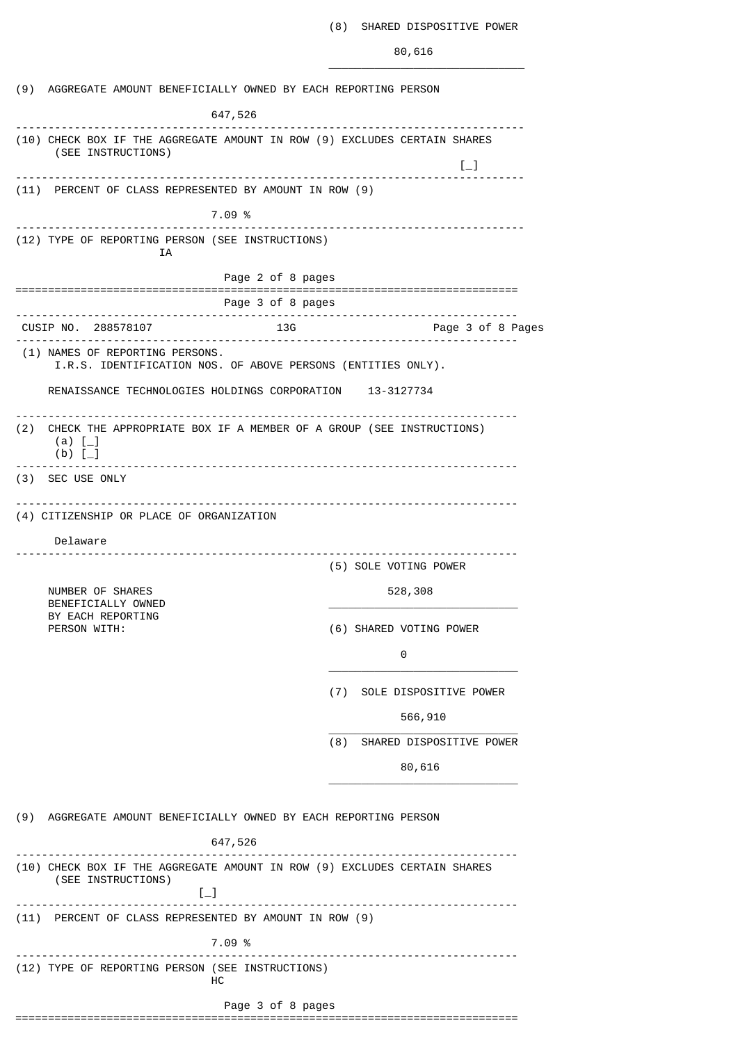(8) SHARED DISPOSITIVE POWER

80,616

(9) AGGREGATE AMOUNT BENEFICIALLY OWNED BY EACH REPORTING PERSON

647,526

(10) CHECK BOX IF THE AGGREGATE AMOUNT IN ROW (9) EXCLUDES CERTAIN SHARES (SEE INSTRUCTIONS)

[_]

(11) PERCENT OF CLASS REPRESENTED BY AMOUNT IN ROW (9)

7.09 %

(12) TYPE OF REPORTING PERSON (SEE INSTRUCTIONS)

IA

CUSIP NO. 288578107 13G

(1) NAMES OF REPORTING PERSONS.
I.R.S. IDENTIFICATION NOS. OF ABOVE PERSONS (ENTITIES ONLY).

RENAISSANCE TECHNOLOGIES HOLDINGS CORPORATION 13-3127734

(2) CHECK THE APPROPRIATE BOX IF A MEMBER OF A GROUP (SEE INSTRUCTIONS)
(a) [_]
(b) [_]

(3) SEC USE ONLY

(4) CITIZENSHIP OR PLACE OF ORGANIZATION

Delaware

| NUMBER OF SHARES BENEFICIALLY OWNED BY EACH REPORTING PERSON WITH: | |
|---|---|
| | (5) SOLE VOTING POWER<br>528,308 |
| | (6) SHARED VOTING POWER<br>0 |
| | (7) SOLE DISPOSITIVE POWER<br>566,910 |
| | (8) SHARED DISPOSITIVE POWER<br>80,616 |

(9) AGGREGATE AMOUNT BENEFICIALLY OWNED BY EACH REPORTING PERSON

647,526

(10) CHECK BOX IF THE AGGREGATE AMOUNT IN ROW (9) EXCLUDES CERTAIN SHARES (SEE INSTRUCTIONS)

[_]

(11) PERCENT OF CLASS REPRESENTED BY AMOUNT IN ROW (9)

7.09 %

(12) TYPE OF REPORTING PERSON (SEE INSTRUCTIONS)

HC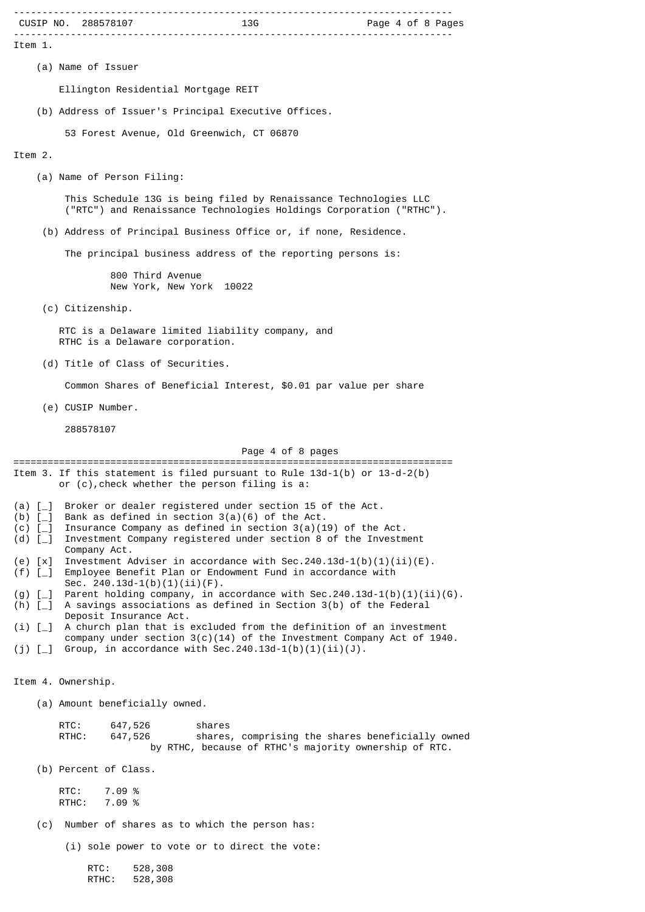Item 1.

(a) Name of Issuer

Ellington Residential Mortgage REIT

(b) Address of Issuer's Principal Executive Offices.

53 Forest Avenue, Old Greenwich, CT 06870

Item 2.

(a) Name of Person Filing:

This Schedule 13G is being filed by Renaissance Technologies LLC ("RTC") and Renaissance Technologies Holdings Corporation ("RTHC").

(b) Address of Principal Business Office or, if none, Residence.

The principal business address of the reporting persons is:

800 Third Avenue
New York, New York 10022

(c) Citizenship.

RTC is a Delaware limited liability company, and
RTHC is a Delaware corporation.

(d) Title of Class of Securities.

Common Shares of Beneficial Interest, $0.01 par value per share

(e) CUSIP Number.

288578107

Item 3. If this statement is filed pursuant to Rule 13d-1(b) or 13-d-2(b) or (c),check whether the person filing is a:

(a) [_] Broker or dealer registered under section 15 of the Act.
(b) [_] Bank as defined in section 3(a)(6) of the Act.
(c) [_] Insurance Company as defined in section 3(a)(19) of the Act.
(d) [_] Investment Company registered under section 8 of the Investment Company Act.
(e) [x] Investment Adviser in accordance with Sec.240.13d-1(b)(1)(ii)(E).
(f) [_] Employee Benefit Plan or Endowment Fund in accordance with Sec. 240.13d-1(b)(1)(ii)(F).
(g) [_] Parent holding company, in accordance with Sec.240.13d-1(b)(1)(ii)(G).
(h) [_] A savings associations as defined in Section 3(b) of the Federal Deposit Insurance Act.
(i) [_] A church plan that is excluded from the definition of an investment company under section 3(c)(14) of the Investment Company Act of 1940.
(j) [_] Group, in accordance with Sec.240.13d-1(b)(1)(ii)(J).

Item 4. Ownership.

(a) Amount beneficially owned.

RTC: 647,526 shares
RTHC: 647,526 shares, comprising the shares beneficially owned by RTHC, because of RTHC's majority ownership of RTC.

(b) Percent of Class.

RTC: 7.09 %
RTHC: 7.09 %

(c) Number of shares as to which the person has:

(i) sole power to vote or to direct the vote:

RTC: 528,308
RTHC: 528,308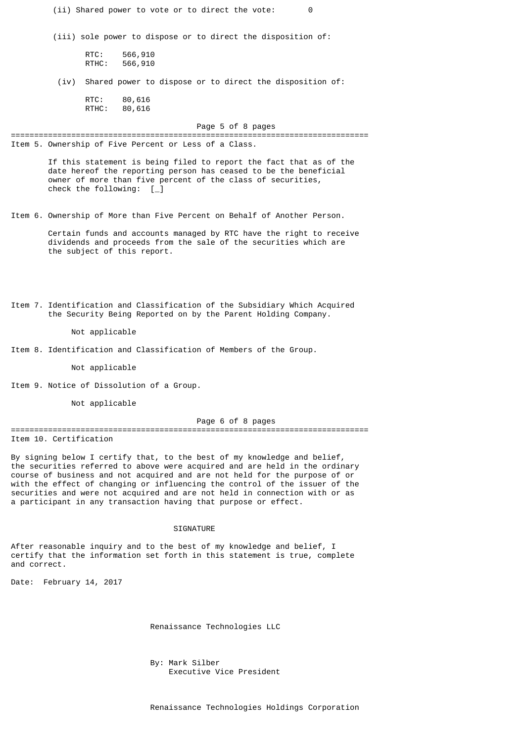(ii) Shared power to vote or to direct the vote: 0

(iii) sole power to dispose or to direct the disposition of:

RTC: 566,910
RTHC: 566,910

(iv) Shared power to dispose or to direct the disposition of:

RTC: 80,616
RTHC: 80,616

## Item 5. Ownership of Five Percent or Less of a Class.

If this statement is being filed to report the fact that as of the date hereof the reporting person has ceased to be the beneficial owner of more than five percent of the class of securities, check the following: [_]

## Item 6. Ownership of More than Five Percent on Behalf of Another Person.

Certain funds and accounts managed by RTC have the right to receive dividends and proceeds from the sale of the securities which are the subject of this report.

## Item 7. Identification and Classification of the Subsidiary Which Acquired the Security Being Reported on by the Parent Holding Company.

Not applicable

## Item 8. Identification and Classification of Members of the Group.

Not applicable

## Item 9. Notice of Dissolution of a Group.

Not applicable

## Item 10. Certification

By signing below I certify that, to the best of my knowledge and belief, the securities referred to above were acquired and are held in the ordinary course of business and not acquired and are not held for the purpose of or with the effect of changing or influencing the control of the issuer of the securities and were not acquired and are not held in connection with or as a participant in any transaction having that purpose or effect.

### SIGNATURE

After reasonable inquiry and to the best of my knowledge and belief, I certify that the information set forth in this statement is true, complete and correct.

Date: February 14, 2017

Renaissance Technologies LLC

By: Mark Silber
Executive Vice President

Renaissance Technologies Holdings Corporation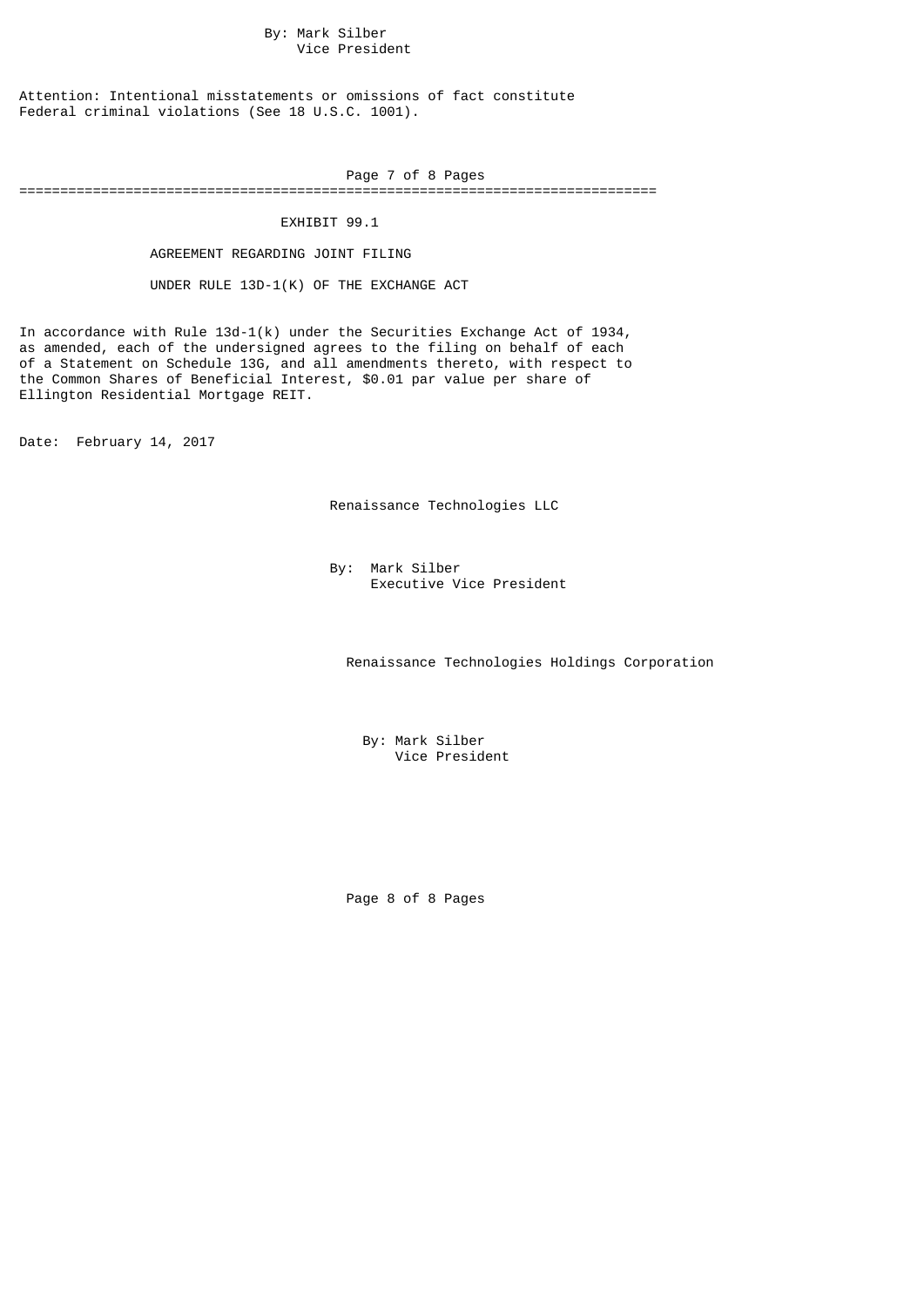By: Mark Silber
Vice President

Attention: Intentional misstatements or omissions of fact constitute Federal criminal violations (See 18 U.S.C. 1001).

---

EXHIBIT 99.1

AGREEMENT REGARDING JOINT FILING

UNDER RULE 13D-1(K) OF THE EXCHANGE ACT

In accordance with Rule 13d-1(k) under the Securities Exchange Act of 1934, as amended, each of the undersigned agrees to the filing on behalf of each of a Statement on Schedule 13G, and all amendments thereto, with respect to the Common Shares of Beneficial Interest, $0.01 par value per share of Ellington Residential Mortgage REIT.

Date: February 14, 2017

Renaissance Technologies LLC

By: Mark Silber
Executive Vice President

Renaissance Technologies Holdings Corporation

By: Mark Silber
Vice President